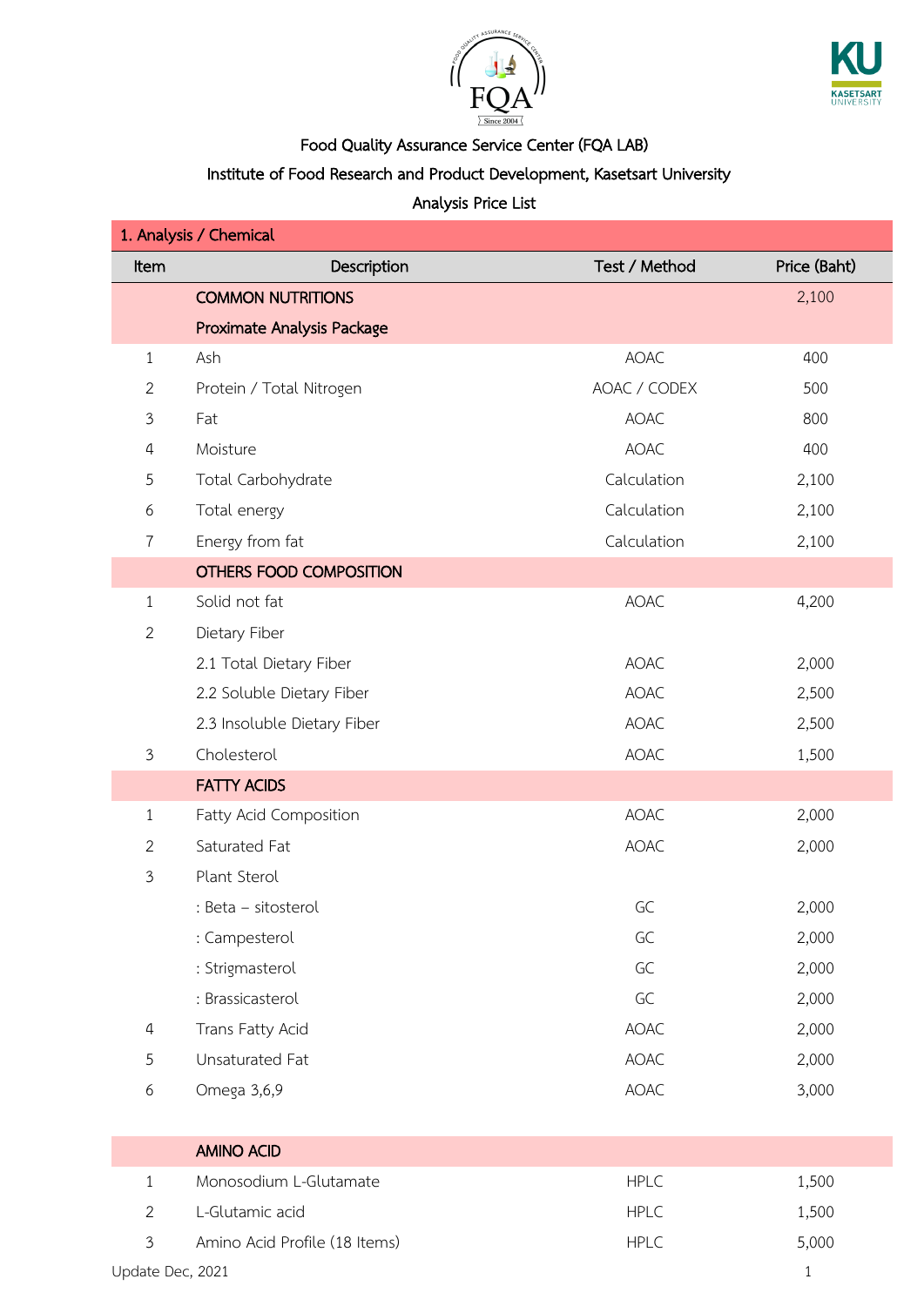Food Quality Assurance Service Center (FQA LAB)

Institute of Food Research and Product Development, Kasetsart University

Analysis Price List

## 1. Analysis / Chemical

| Item | Description | Test / Method | Price (Baht) |
|---|---|---|---|
| | **COMMON NUTRITIONS** | | 2,100 |
| | **Proximate Analysis Package** | | |
| 1 | Ash | AOAC | 400 |
| 2 | Protein / Total Nitrogen | AOAC / CODEX | 500 |
| 3 | Fat | AOAC | 800 |
| 4 | Moisture | AOAC | 400 |
| 5 | Total Carbohydrate | Calculation | 2,100 |
| 6 | Total energy | Calculation | 2,100 |
| 7 | Energy from fat | Calculation | 2,100 |
| | **OTHERS FOOD COMPOSITION** | | |
| 1 | Solid not fat | AOAC | 4,200 |
| 2 | Dietary Fiber | | |
| | 2.1 Total Dietary Fiber | AOAC | 2,000 |
| | 2.2 Soluble Dietary Fiber | AOAC | 2,500 |
| | 2.3 Insoluble Dietary Fiber | AOAC | 2,500 |
| 3 | Cholesterol | AOAC | 1,500 |
| | **FATTY ACIDS** | | |
| 1 | Fatty Acid Composition | AOAC | 2,000 |
| 2 | Saturated Fat | AOAC | 2,000 |
| 3 | Plant Sterol | | |
| | : Beta – sitosterol | GC | 2,000 |
| | : Campesterol | GC | 2,000 |
| | : Strigmasterol | GC | 2,000 |
| | : Brassicasterol | GC | 2,000 |
| 4 | Trans Fatty Acid | AOAC | 2,000 |
| 5 | Unsaturated Fat | AOAC | 2,000 |
| 6 | Omega 3,6,9 | AOAC | 3,000 |
| | **AMINO ACID** | | |
| 1 | Monosodium L-Glutamate | HPLC | 1,500 |
| 2 | L-Glutamic acid | HPLC | 1,500 |
| 3 | Amino Acid Profile (18 Items) | HPLC | 5,000 |

Update Dec, 2021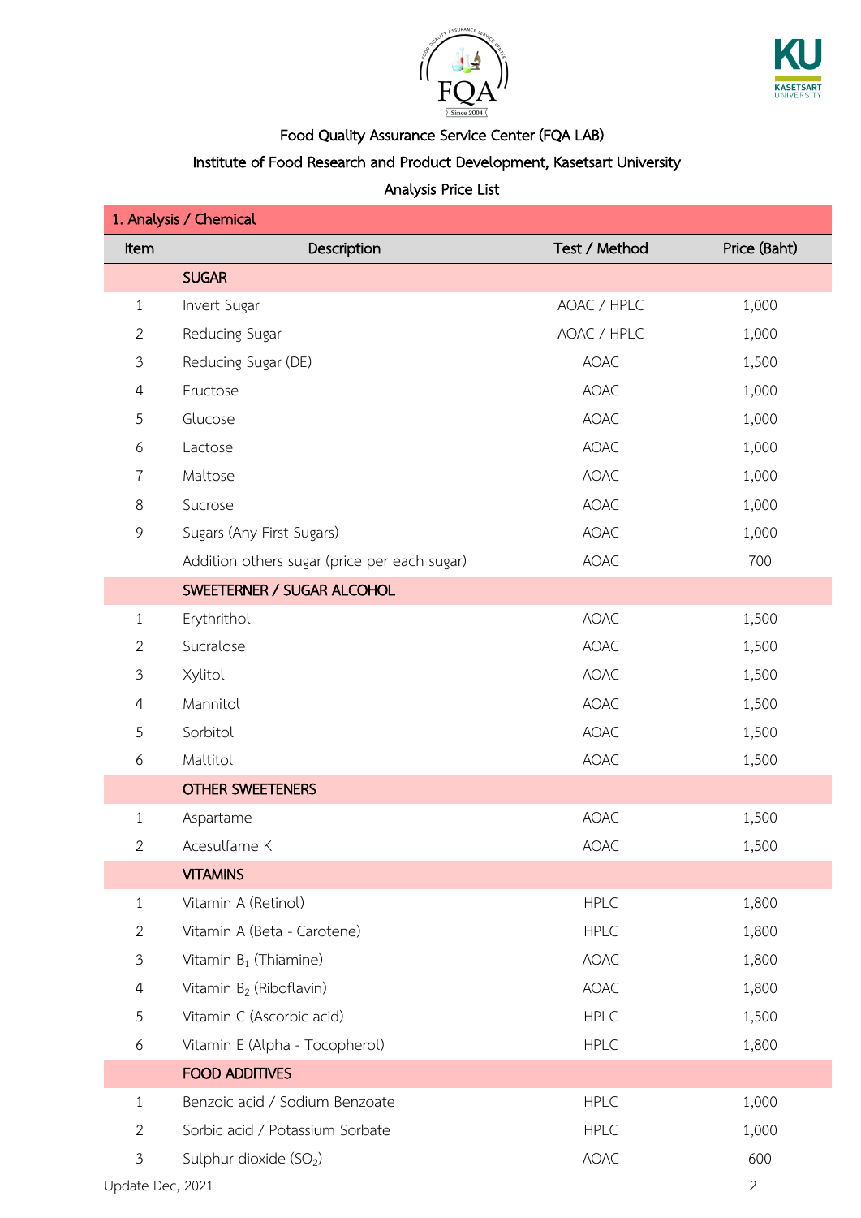Food Quality Assurance Service Center (FQA LAB)

Institute of Food Research and Product Development, Kasetsart University

Analysis Price List

| 1. Analysis / Chemical | | | |
|---|---|---|---|
| Item | Description | Test / Method | Price (Baht) |
| | **SUGAR** | | |
| 1 | Invert Sugar | AOAC / HPLC | 1,000 |
| 2 | Reducing Sugar | AOAC / HPLC | 1,000 |
| 3 | Reducing Sugar (DE) | AOAC | 1,500 |
| 4 | Fructose | AOAC | 1,000 |
| 5 | Glucose | AOAC | 1,000 |
| 6 | Lactose | AOAC | 1,000 |
| 7 | Maltose | AOAC | 1,000 |
| 8 | Sucrose | AOAC | 1,000 |
| 9 | Sugars (Any First Sugars) | AOAC | 1,000 |
| | Addition others sugar (price per each sugar) | AOAC | 700 |
| | **SWEETERNER / SUGAR ALCOHOL** | | |
| 1 | Erythrithol | AOAC | 1,500 |
| 2 | Sucralose | AOAC | 1,500 |
| 3 | Xylitol | AOAC | 1,500 |
| 4 | Mannitol | AOAC | 1,500 |
| 5 | Sorbitol | AOAC | 1,500 |
| 6 | Maltitol | AOAC | 1,500 |
| | **OTHER SWEETENERS** | | |
| 1 | Aspartame | AOAC | 1,500 |
| 2 | Acesulfame K | AOAC | 1,500 |
| | **VITAMINS** | | |
| 1 | Vitamin A (Retinol) | HPLC | 1,800 |
| 2 | Vitamin A (Beta - Carotene) | HPLC | 1,800 |
| 3 | Vitamin $B_1$ (Thiamine) | AOAC | 1,800 |
| 4 | Vitamin $B_2$ (Riboflavin) | AOAC | 1,800 |
| 5 | Vitamin C (Ascorbic acid) | HPLC | 1,500 |
| 6 | Vitamin E (Alpha - Tocopherol) | HPLC | 1,800 |
| | **FOOD ADDITIVES** | | |
| 1 | Benzoic acid / Sodium Benzoate | HPLC | 1,000 |
| 2 | Sorbic acid / Potassium Sorbate | HPLC | 1,000 |
| 3 | Sulphur dioxide ($SO_2$) | AOAC | 600 |

Update Dec, 2021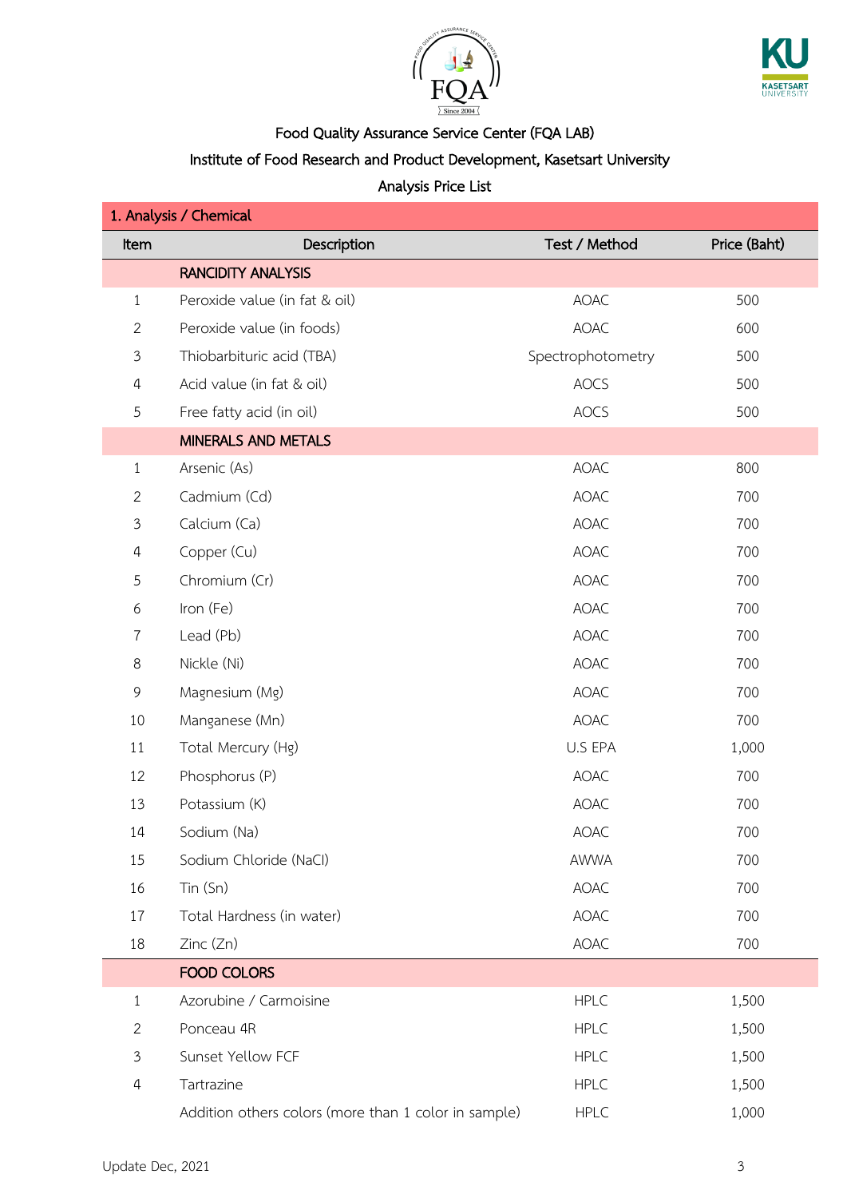Food Quality Assurance Service Center (FQA LAB)

Institute of Food Research and Product Development, Kasetsart University

Analysis Price List

| 1. Analysis / Chemical | | | |
|---|---|---|---|
| Item | Description | Test / Method | Price (Baht) |
| | RANCIDITY ANALYSIS | | |
| 1 | Peroxide value (in fat & oil) | AOAC | 500 |
| 2 | Peroxide value (in foods) | AOAC | 600 |
| 3 | Thiobarbituric acid (TBA) | Spectrophotometry | 500 |
| 4 | Acid value (in fat & oil) | AOCS | 500 |
| 5 | Free fatty acid (in oil) | AOCS | 500 |
| | MINERALS AND METALS | | |
| 1 | Arsenic (As) | AOAC | 800 |
| 2 | Cadmium (Cd) | AOAC | 700 |
| 3 | Calcium (Ca) | AOAC | 700 |
| 4 | Copper (Cu) | AOAC | 700 |
| 5 | Chromium (Cr) | AOAC | 700 |
| 6 | Iron (Fe) | AOAC | 700 |
| 7 | Lead (Pb) | AOAC | 700 |
| 8 | Nickle (Ni) | AOAC | 700 |
| 9 | Magnesium (Mg) | AOAC | 700 |
| 10 | Manganese (Mn) | AOAC | 700 |
| 11 | Total Mercury (Hg) | U.S EPA | 1,000 |
| 12 | Phosphorus (P) | AOAC | 700 |
| 13 | Potassium (K) | AOAC | 700 |
| 14 | Sodium (Na) | AOAC | 700 |
| 15 | Sodium Chloride (NaCl) | AWWA | 700 |
| 16 | Tin (Sn) | AOAC | 700 |
| 17 | Total Hardness (in water) | AOAC | 700 |
| 18 | Zinc (Zn) | AOAC | 700 |
| | FOOD COLORS | | |
| 1 | Azorubine / Carmoisine | HPLC | 1,500 |
| 2 | Ponceau 4R | HPLC | 1,500 |
| 3 | Sunset Yellow FCF | HPLC | 1,500 |
| 4 | Tartrazine | HPLC | 1,500 |
| | Addition others colors (more than 1 color in sample) | HPLC | 1,000 |

Update Dec, 2021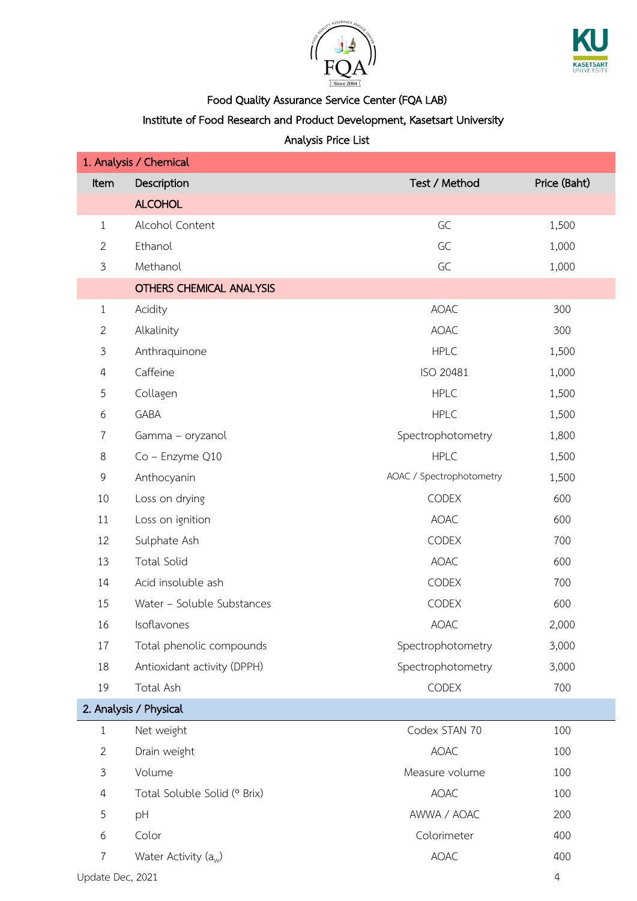Food Quality Assurance Service Center (FQA LAB)

Institute of Food Research and Product Development, Kasetsart University

Analysis Price List

| Item | Description | Test / Method | Price (Baht) |
|---|---|---|---|
| **1. Analysis / Chemical** | | | |
| | **ALCOHOL** | | |
| 1 | Alcohol Content | GC | 1,500 |
| 2 | Ethanol | GC | 1,000 |
| 3 | Methanol | GC | 1,000 |
| | **OTHERS CHEMICAL ANALYSIS** | | |
| 1 | Acidity | AOAC | 300 |
| 2 | Alkalinity | AOAC | 300 |
| 3 | Anthraquinone | HPLC | 1,500 |
| 4 | Caffeine | ISO 20481 | 1,000 |
| 5 | Collagen | HPLC | 1,500 |
| 6 | GABA | HPLC | 1,500 |
| 7 | Gamma – oryzanol | Spectrophotometry | 1,800 |
| 8 | Co – Enzyme Q10 | HPLC | 1,500 |
| 9 | Anthocyanin | AOAC / Spectrophotometry | 1,500 |
| 10 | Loss on drying | CODEX | 600 |
| 11 | Loss on ignition | AOAC | 600 |
| 12 | Sulphate Ash | CODEX | 700 |
| 13 | Total Solid | AOAC | 600 |
| 14 | Acid insoluble ash | CODEX | 700 |
| 15 | Water – Soluble Substances | CODEX | 600 |
| 16 | Isoflavones | AOAC | 2,000 |
| 17 | Total phenolic compounds | Spectrophotometry | 3,000 |
| 18 | Antioxidant activity (DPPH) | Spectrophotometry | 3,000 |
| 19 | Total Ash | CODEX | 700 |
| **2. Analysis / Physical** | | | |
| 1 | Net weight | Codex STAN 70 | 100 |
| 2 | Drain weight | AOAC | 100 |
| 3 | Volume | Measure volume | 100 |
| 4 | Total Soluble Solid (° Brix) | AOAC | 100 |
| 5 | pH | AWWA / AOAC | 200 |
| 6 | Color | Colorimeter | 400 |
| 7 | Water Activity ($a_w$) | AOAC | 400 |

Update Dec, 2021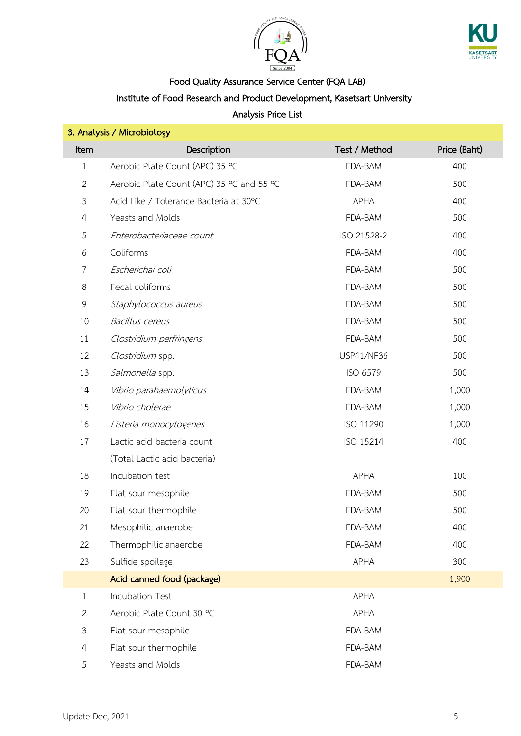Food Quality Assurance Service Center (FQA LAB)

Institute of Food Research and Product Development, Kasetsart University

Analysis Price List

| 3. Analysis / Microbiology | | | |
|---|---|---|---|
| **Item** | **Description** | **Test / Method** | **Price (Baht)** |
| 1 | Aerobic Plate Count (APC) 35 °C | FDA-BAM | 400 |
| 2 | Aerobic Plate Count (APC) 35 °C and 55 °C | FDA-BAM | 500 |
| 3 | Acid Like / Tolerance Bacteria at 30°C | APHA | 400 |
| 4 | Yeasts and Molds | FDA-BAM | 500 |
| 5 | *Enterobacteriaceae count* | ISO 21528-2 | 400 |
| 6 | Coliforms | FDA-BAM | 400 |
| 7 | *Escherichai coli* | FDA-BAM | 500 |
| 8 | Fecal coliforms | FDA-BAM | 500 |
| 9 | *Staphylococcus aureus* | FDA-BAM | 500 |
| 10 | *Bacillus cereus* | FDA-BAM | 500 |
| 11 | *Clostridium perfringens* | FDA-BAM | 500 |
| 12 | *Clostridium* spp. | USP41/NF36 | 500 |
| 13 | *Salmonella* spp. | ISO 6579 | 500 |
| 14 | *Vibrio parahaemolyticus* | FDA-BAM | 1,000 |
| 15 | *Vibrio cholerae* | FDA-BAM | 1,000 |
| 16 | *Listeria monocytogenes* | ISO 11290 | 1,000 |
| 17 | Lactic acid bacteria count (Total Lactic acid bacteria) | ISO 15214 | 400 |
| 18 | Incubation test | APHA | 100 |
| 19 | Flat sour mesophile | FDA-BAM | 500 |
| 20 | Flat sour thermophile | FDA-BAM | 500 |
| 21 | Mesophilic anaerobe | FDA-BAM | 400 |
| 22 | Thermophilic anaerobe | FDA-BAM | 400 |
| 23 | Sulfide spoilage | APHA | 300 |
| | **Acid canned food (package)** | | 1,900 |
| 1 | Incubation Test | APHA | |
| 2 | Aerobic Plate Count 30 °C | APHA | |
| 3 | Flat sour mesophile | FDA-BAM | |
| 4 | Flat sour thermophile | FDA-BAM | |
| 5 | Yeasts and Molds | FDA-BAM | |

Update Dec, 2021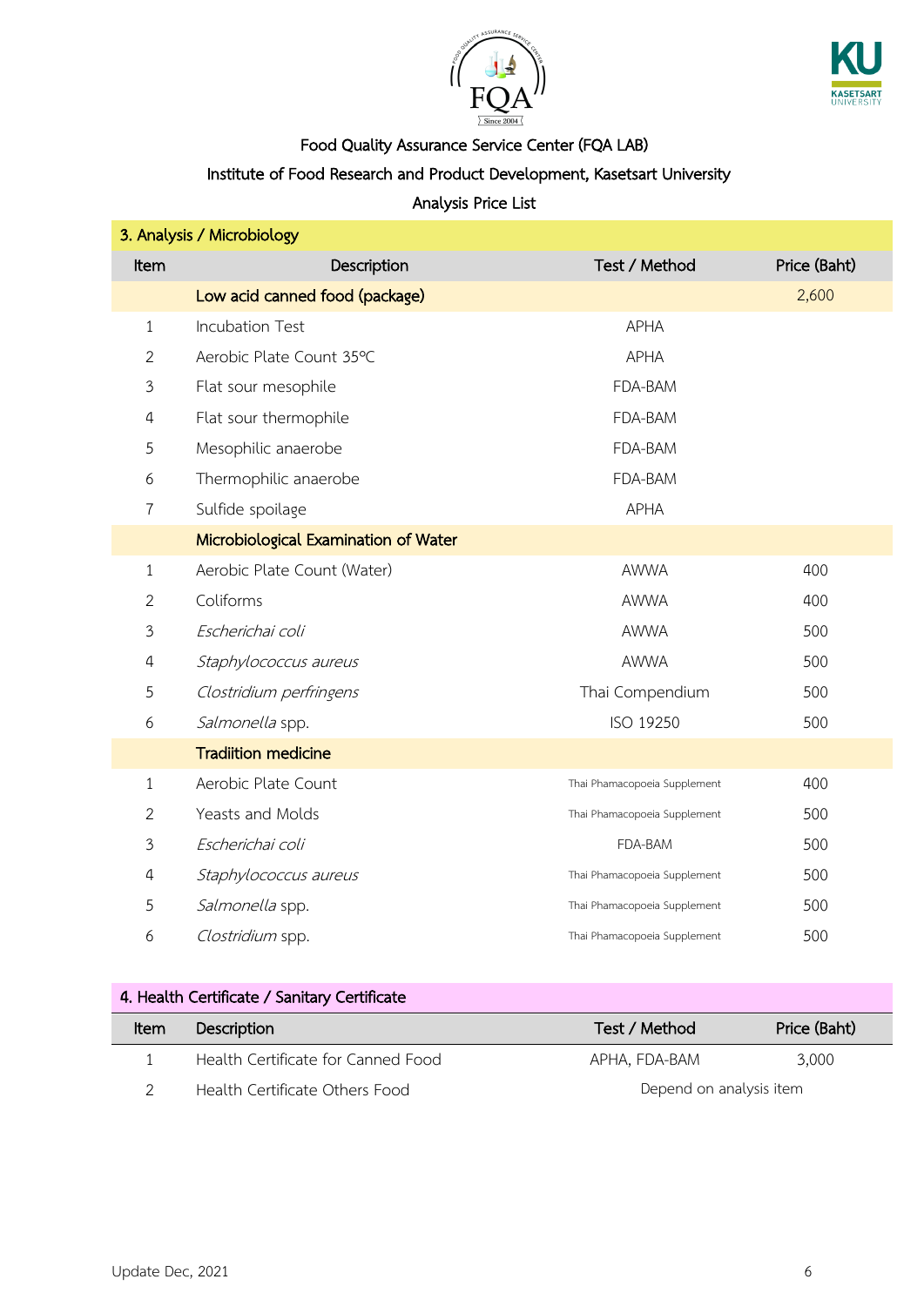Food Quality Assurance Service Center (FQA LAB)

Institute of Food Research and Product Development, Kasetsart University

Analysis Price List

| 3. Analysis / Microbiology | | | |
|---|---|---|---|
| Item | Description | Test / Method | Price (Baht) |
| | **Low acid canned food (package)** | | 2,600 |
| 1 | Incubation Test | APHA | |
| 2 | Aerobic Plate Count 35°C | APHA | |
| 3 | Flat sour mesophile | FDA-BAM | |
| 4 | Flat sour thermophile | FDA-BAM | |
| 5 | Mesophilic anaerobe | FDA-BAM | |
| 6 | Thermophilic anaerobe | FDA-BAM | |
| 7 | Sulfide spoilage | APHA | |
| | **Microbiological Examination of Water** | | |
| 1 | Aerobic Plate Count (Water) | AWWA | 400 |
| 2 | Coliforms | AWWA | 400 |
| 3 | *Escherichai coli* | AWWA | 500 |
| 4 | *Staphylococcus aureus* | AWWA | 500 |
| 5 | *Clostridium perfringens* | Thai Compendium | 500 |
| 6 | *Salmonella* spp. | ISO 19250 | 500 |
| | **Tradiition medicine** | | |
| 1 | Aerobic Plate Count | Thai Phamacopoeia Supplement | 400 |
| 2 | Yeasts and Molds | Thai Phamacopoeia Supplement | 500 |
| 3 | *Escherichai coli* | FDA-BAM | 500 |
| 4 | *Staphylococcus aureus* | Thai Phamacopoeia Supplement | 500 |
| 5 | *Salmonella* spp. | Thai Phamacopoeia Supplement | 500 |
| 6 | *Clostridium* spp. | Thai Phamacopoeia Supplement | 500 |

| 4. Health Certificate / Sanitary Certificate | | | |
|---|---|---|---|
| Item | Description | Test / Method | Price (Baht) |
| 1 | Health Certificate for Canned Food | APHA, FDA-BAM | 3,000 |
| 2 | Health Certificate Others Food | Depend on analysis item | |

Update Dec, 2021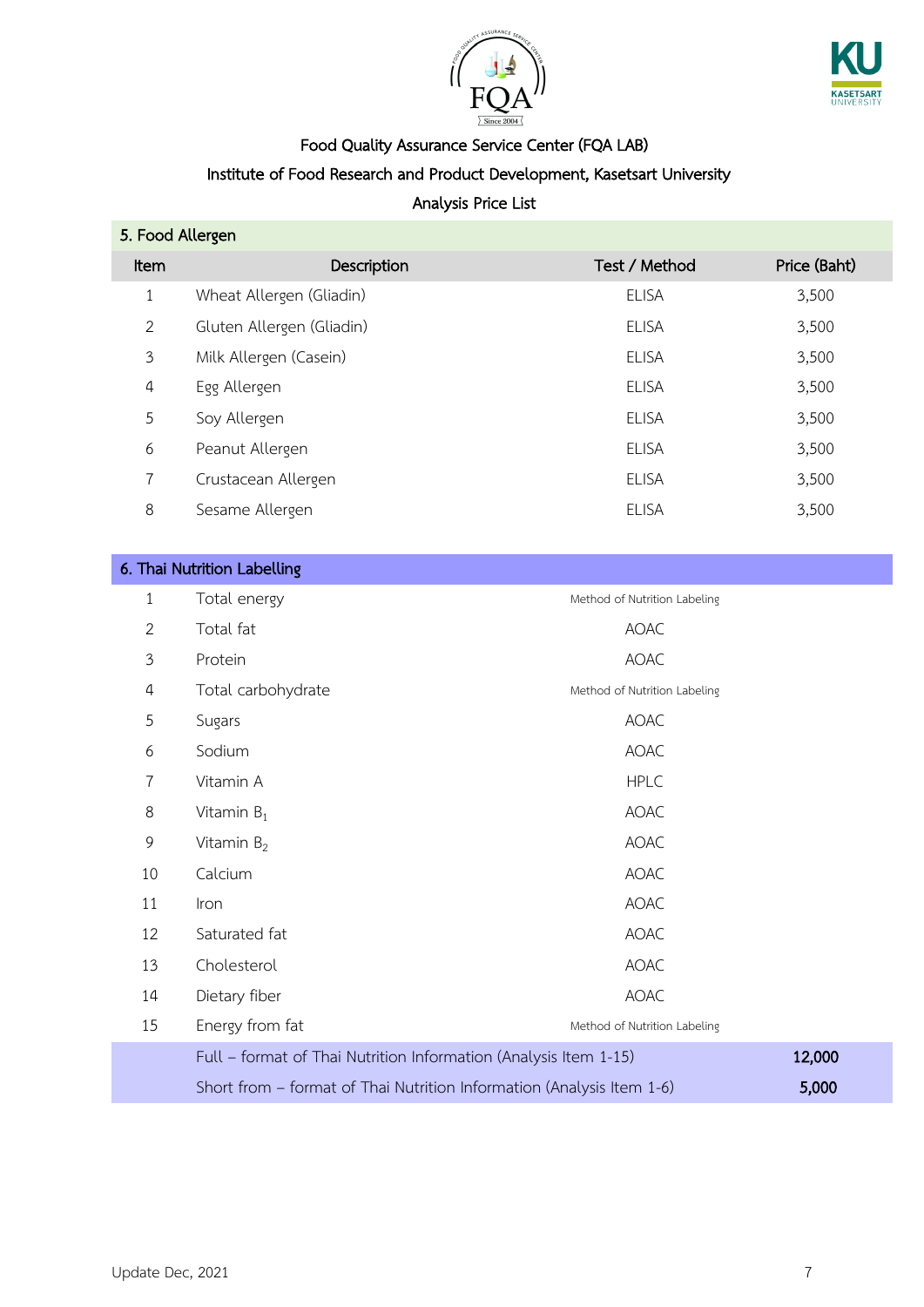Food Quality Assurance Service Center (FQA LAB)

Institute of Food Research and Product Development, Kasetsart University

Analysis Price List

| Item | Description | Test / Method | Price (Baht) |
|---|---|---|---|
| **5. Food Allergen** | | | |
| 1 | Wheat Allergen (Gliadin) | ELISA | 3,500 |
| 2 | Gluten Allergen (Gliadin) | ELISA | 3,500 |
| 3 | Milk Allergen (Casein) | ELISA | 3,500 |
| 4 | Egg Allergen | ELISA | 3,500 |
| 5 | Soy Allergen | ELISA | 3,500 |
| 6 | Peanut Allergen | ELISA | 3,500 |
| 7 | Crustacean Allergen | ELISA | 3,500 |
| 8 | Sesame Allergen | ELISA | 3,500 |
| **6. Thai Nutrition Labelling** | | | |
| 1 | Total energy | Method of Nutrition Labeling | |
| 2 | Total fat | AOAC | |
| 3 | Protein | AOAC | |
| 4 | Total carbohydrate | Method of Nutrition Labeling | |
| 5 | Sugars | AOAC | |
| 6 | Sodium | AOAC | |
| 7 | Vitamin A | HPLC | |
| 8 | Vitamin $B_1$ | AOAC | |
| 9 | Vitamin $B_2$ | AOAC | |
| 10 | Calcium | AOAC | |
| 11 | Iron | AOAC | |
| 12 | Saturated fat | AOAC | |
| 13 | Cholesterol | AOAC | |
| 14 | Dietary fiber | AOAC | |
| 15 | Energy from fat | Method of Nutrition Labeling | |
| | Full – format of Thai Nutrition Information (Analysis Item 1-15) | | **12,000** |
| | Short from – format of Thai Nutrition Information (Analysis Item 1-6) | | **5,000** |

Update Dec, 2021